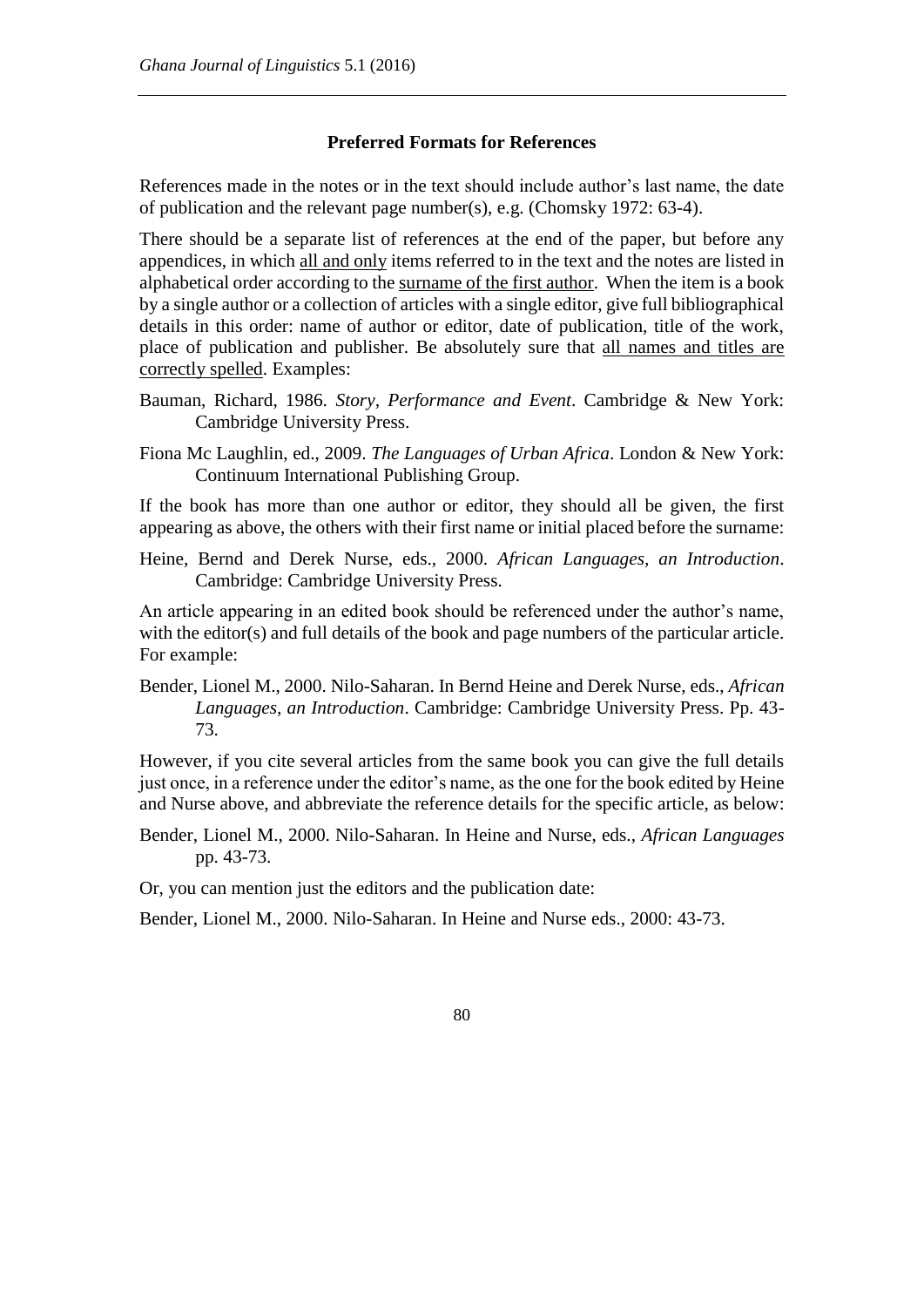## Preferred Formats for References

References made in the notes or in the text should include author's last name, the date of publication and the relevant page number(s), e.g. (Chomsky 1972: 63-4).

There should be a separate list of references at the end of the paper, but before any appendices, in which <u>all and only</u> items referred to in the text and the notes are listed in alphabetical order according to the <u>surname of the first author</u>. When the item is a book by a single author or a collection of articles with a single editor, give full bibliographical details in this order: name of author or editor, date of publication, title of the work, place of publication and publisher. Be absolutely sure that <u>all names and titles are correctly spelled</u>. Examples:

Bauman, Richard, 1986. *Story, Performance and Event*. Cambridge & New York: Cambridge University Press.

Fiona Mc Laughlin, ed., 2009. *The Languages of Urban Africa*. London & New York: Continuum International Publishing Group.

If the book has more than one author or editor, they should all be given, the first appearing as above, the others with their first name or initial placed before the surname:

Heine, Bernd and Derek Nurse, eds., 2000. *African Languages, an Introduction*. Cambridge: Cambridge University Press.

An article appearing in an edited book should be referenced under the author's name, with the editor(s) and full details of the book and page numbers of the particular article. For example:

Bender, Lionel M., 2000. Nilo-Saharan. In Bernd Heine and Derek Nurse, eds., *African Languages, an Introduction*. Cambridge: Cambridge University Press. Pp. 43-73.

However, if you cite several articles from the same book you can give the full details just once, in a reference under the editor's name, as the one for the book edited by Heine and Nurse above, and abbreviate the reference details for the specific article, as below:

Bender, Lionel M., 2000. Nilo-Saharan. In Heine and Nurse, eds., *African Languages* pp. 43-73.

Or, you can mention just the editors and the publication date:

Bender, Lionel M., 2000. Nilo-Saharan. In Heine and Nurse eds., 2000: 43-73.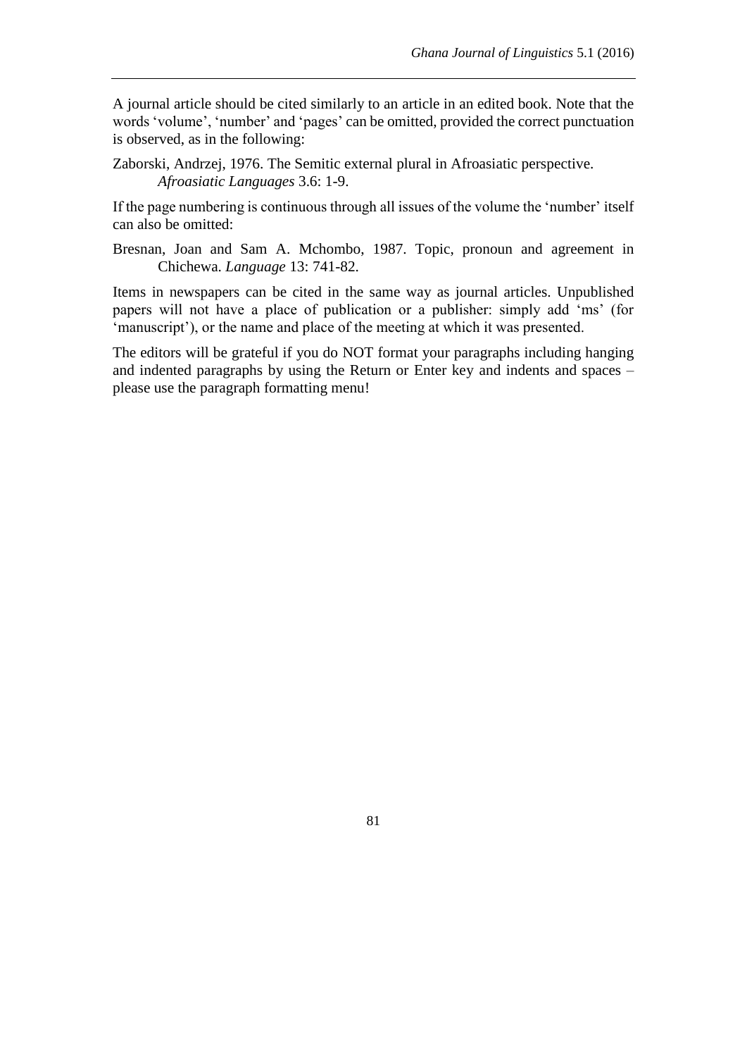A journal article should be cited similarly to an article in an edited book. Note that the words 'volume', 'number' and 'pages' can be omitted, provided the correct punctuation is observed, as in the following:

Zaborski, Andrzej, 1976. The Semitic external plural in Afroasiatic perspective. *Afroasiatic Languages* 3.6: 1-9.

If the page numbering is continuous through all issues of the volume the 'number' itself can also be omitted:

Bresnan, Joan and Sam A. Mchombo, 1987. Topic, pronoun and agreement in Chichewa. *Language* 13: 741-82.

Items in newspapers can be cited in the same way as journal articles. Unpublished papers will not have a place of publication or a publisher: simply add 'ms' (for 'manuscript'), or the name and place of the meeting at which it was presented.

The editors will be grateful if you do NOT format your paragraphs including hanging and indented paragraphs by using the Return or Enter key and indents and spaces – please use the paragraph formatting menu!